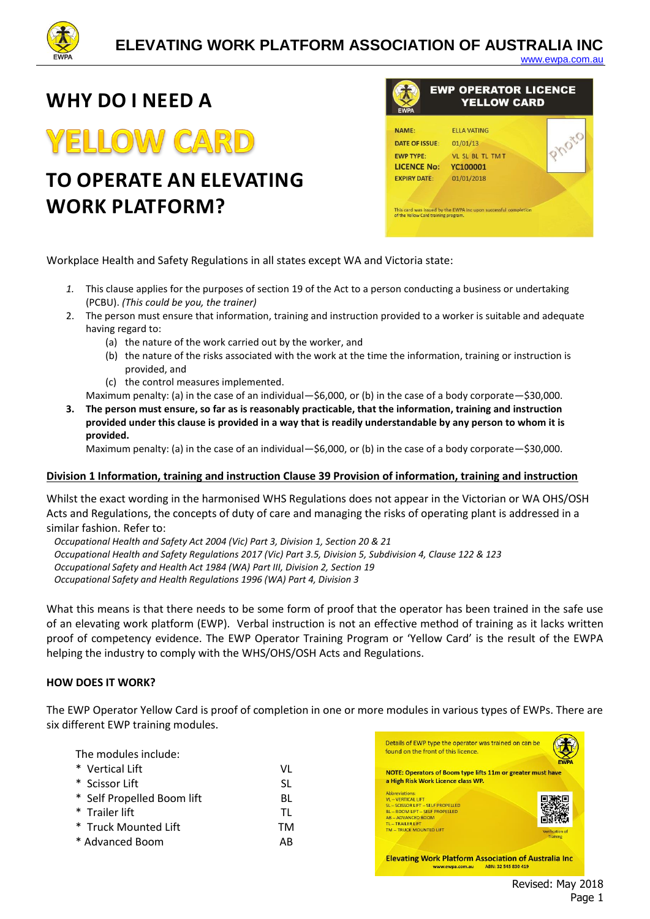# ELEVATING WORK PLATFORM ASSOCIATION OF AUSTRALIA INC

www.ewpa.com.au

# WHY DO I NEED A YELLOW CARD TO OPERATE AN ELEVATING WORK PLATFORM?

**EWP OPERATOR LICENCE YELLOW CARD**

NAME: ELLA VATING
DATE OF ISSUE: 01/01/13
EWP TYPE: VL SL BL TL TMT
LICENCE No: YC100001
EXPIRY DATE: 01/01/2018

Photo

This card was issued by the EWPA Inc upon successful completion of the Yellow Card training program.

Workplace Health and Safety Regulations in all states except WA and Victoria state:

1. This clause applies for the purposes of section 19 of the Act to a person conducting a business or undertaking (PCBU). *(This could be you, the trainer)*
2. The person must ensure that information, training and instruction provided to a worker is suitable and adequate having regard to:
   (a) the nature of the work carried out by the worker, and
   (b) the nature of the risks associated with the work at the time the information, training or instruction is provided, and
   (c) the control measures implemented.

   Maximum penalty: (a) in the case of an individual—$6,000, or (b) in the case of a body corporate—$30,000.
3. **The person must ensure, so far as is reasonably practicable, that the information, training and instruction provided under this clause is provided in a way that is readily understandable by any person to whom it is provided.**

   Maximum penalty: (a) in the case of an individual—$6,000, or (b) in the case of a body corporate—$30,000.

**Division 1 Information, training and instruction Clause 39 Provision of information, training and instruction**

Whilst the exact wording in the harmonised WHS Regulations does not appear in the Victorian or WA OHS/OSH Acts and Regulations, the concepts of duty of care and managing the risks of operating plant is addressed in a similar fashion. Refer to:

*Occupational Health and Safety Act 2004 (Vic) Part 3, Division 1, Section 20 & 21*
*Occupational Health and Safety Regulations 2017 (Vic) Part 3.5, Division 5, Subdivision 4, Clause 122 & 123*
*Occupational Safety and Health Act 1984 (WA) Part III, Division 2, Section 19*
*Occupational Safety and Health Regulations 1996 (WA) Part 4, Division 3*

What this means is that there needs to be some form of proof that the operator has been trained in the safe use of an elevating work platform (EWP). Verbal instruction is not an effective method of training as it lacks written proof of competency evidence. The EWP Operator Training Program or 'Yellow Card' is the result of the EWPA helping the industry to comply with the WHS/OHS/OSH Acts and Regulations.

**HOW DOES IT WORK?**

The EWP Operator Yellow Card is proof of completion in one or more modules in various types of EWPs. There are six different EWP training modules.

The modules include:

| | |
|---|---|
| * Vertical Lift | VL |
| * Scissor Lift | SL |
| * Self Propelled Boom lift | BL |
| * Trailer lift | TL |
| * Truck Mounted Lift | TM |
| * Advanced Boom | AB |

Details of EWP type the operator was trained on can be found on the front of this licence.

**NOTE: Operators of Boom type lifts 11m or greater must have a High Risk Work Licence class WP.**

Abbreviations:
VL – VERTICAL LIFT
SL – SCISSOR LIFT – SELF PROPELLED
BL – BOOM LIFT – SELF PROPELLED
AB – ADVANCED BOOM
TL – TRAILER LIFT
TM – TRUCK MOUNTED LIFT

Verification of Training

**Elevating Work Platform Association of Australia Inc**
www.ewpa.com.au ABN: 32 545 830 419

Revised: May 2018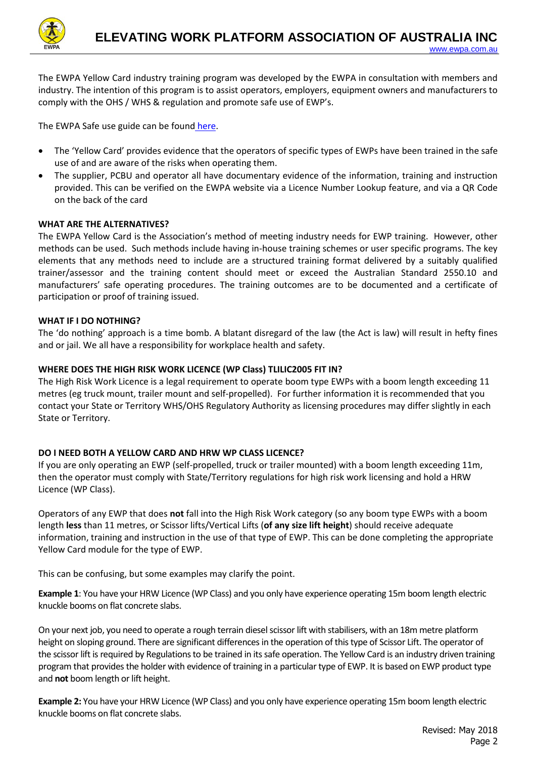The EWPA Yellow Card industry training program was developed by the EWPA in consultation with members and industry. The intention of this program is to assist operators, employers, equipment owners and manufacturers to comply with the OHS / WHS & regulation and promote safe use of EWP's.

The EWPA Safe use guide can be found here.

- The 'Yellow Card' provides evidence that the operators of specific types of EWPs have been trained in the safe use of and are aware of the risks when operating them.
- The supplier, PCBU and operator all have documentary evidence of the information, training and instruction provided. This can be verified on the EWPA website via a Licence Number Lookup feature, and via a QR Code on the back of the card

**WHAT ARE THE ALTERNATIVES?**

The EWPA Yellow Card is the Association's method of meeting industry needs for EWP training. However, other methods can be used. Such methods include having in-house training schemes or user specific programs. The key elements that any methods need to include are a structured training format delivered by a suitably qualified trainer/assessor and the training content should meet or exceed the Australian Standard 2550.10 and manufacturers' safe operating procedures. The training outcomes are to be documented and a certificate of participation or proof of training issued.

**WHAT IF I DO NOTHING?**

The 'do nothing' approach is a time bomb. A blatant disregard of the law (the Act is law) will result in hefty fines and or jail. We all have a responsibility for workplace health and safety.

**WHERE DOES THE HIGH RISK WORK LICENCE (WP Class) TLILIC2005 FIT IN?**

The High Risk Work Licence is a legal requirement to operate boom type EWPs with a boom length exceeding 11 metres (eg truck mount, trailer mount and self-propelled). For further information it is recommended that you contact your State or Territory WHS/OHS Regulatory Authority as licensing procedures may differ slightly in each State or Territory.

**DO I NEED BOTH A YELLOW CARD AND HRW WP CLASS LICENCE?**

If you are only operating an EWP (self-propelled, truck or trailer mounted) with a boom length exceeding 11m, then the operator must comply with State/Territory regulations for high risk work licensing and hold a HRW Licence (WP Class).

Operators of any EWP that does **not** fall into the High Risk Work category (so any boom type EWPs with a boom length **less** than 11 metres, or Scissor lifts/Vertical Lifts (**of any size lift height**) should receive adequate information, training and instruction in the use of that type of EWP. This can be done completing the appropriate Yellow Card module for the type of EWP.

This can be confusing, but some examples may clarify the point.

**Example 1**: You have your HRW Licence (WP Class) and you only have experience operating 15m boom length electric knuckle booms on flat concrete slabs.

On your next job, you need to operate a rough terrain diesel scissor lift with stabilisers, with an 18m metre platform height on sloping ground. There are significant differences in the operation of this type of Scissor Lift. The operator of the scissor lift is required by Regulations to be trained in its safe operation. The Yellow Card is an industry driven training program that provides the holder with evidence of training in a particular type of EWP. It is based on EWP product type and **not** boom length or lift height.

**Example 2:** You have your HRW Licence (WP Class) and you only have experience operating 15m boom length electric knuckle booms on flat concrete slabs.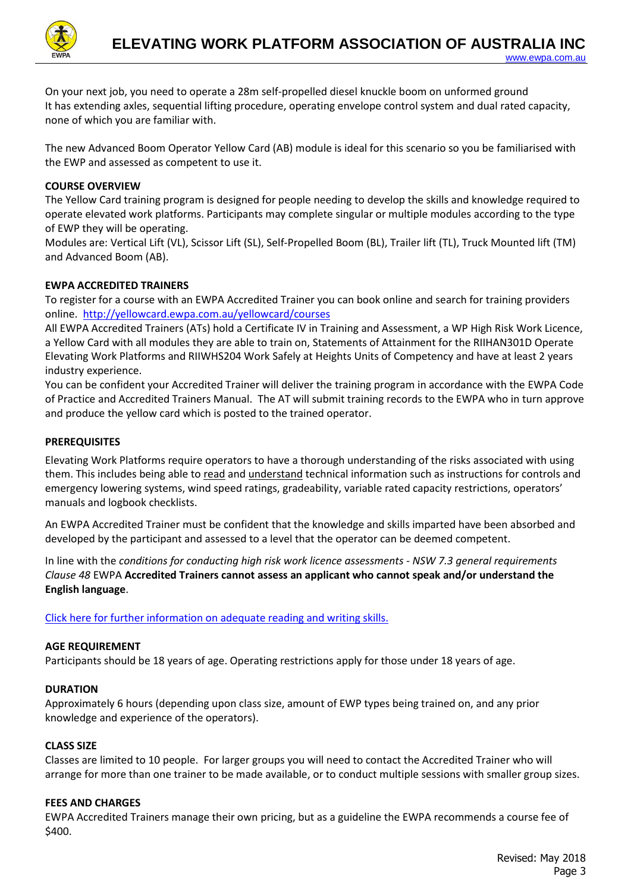On your next job, you need to operate a 28m self-propelled diesel knuckle boom on unformed ground
It has extending axles, sequential lifting procedure, operating envelope control system and dual rated capacity, none of which you are familiar with.

The new Advanced Boom Operator Yellow Card (AB) module is ideal for this scenario so you be familiarised with the EWP and assessed as competent to use it.

**COURSE OVERVIEW**
The Yellow Card training program is designed for people needing to develop the skills and knowledge required to operate elevated work platforms. Participants may complete singular or multiple modules according to the type of EWP they will be operating.
Modules are: Vertical Lift (VL), Scissor Lift (SL), Self-Propelled Boom (BL), Trailer lift (TL), Truck Mounted lift (TM) and Advanced Boom (AB).

**EWPA ACCREDITED TRAINERS**
To register for a course with an EWPA Accredited Trainer you can book online and search for training providers online. [http://yellowcard.ewpa.com.au/yellowcard/courses](http://yellowcard.ewpa.com.au/yellowcard/courses)
All EWPA Accredited Trainers (ATs) hold a Certificate IV in Training and Assessment, a WP High Risk Work Licence, a Yellow Card with all modules they are able to train on, Statements of Attainment for the RIIHAN301D Operate Elevating Work Platforms and RIIWHS204 Work Safely at Heights Units of Competency and have at least 2 years industry experience.
You can be confident your Accredited Trainer will deliver the training program in accordance with the EWPA Code of Practice and Accredited Trainers Manual. The AT will submit training records to the EWPA who in turn approve and produce the yellow card which is posted to the trained operator.

**PREREQUISITES**

Elevating Work Platforms require operators to have a thorough understanding of the risks associated with using them. This includes being able to read and understand technical information such as instructions for controls and emergency lowering systems, wind speed ratings, gradeability, variable rated capacity restrictions, operators' manuals and logbook checklists.

An EWPA Accredited Trainer must be confident that the knowledge and skills imparted have been absorbed and developed by the participant and assessed to a level that the operator can be deemed competent.

In line with the *conditions for conducting high risk work licence assessments - NSW 7.3 general requirements Clause 48* EWPA **Accredited Trainers cannot assess an applicant who cannot speak and/or understand the English language**.

Click here for further information on adequate reading and writing skills.

**AGE REQUIREMENT**
Participants should be 18 years of age. Operating restrictions apply for those under 18 years of age.

**DURATION**
Approximately 6 hours (depending upon class size, amount of EWP types being trained on, and any prior knowledge and experience of the operators).

**CLASS SIZE**
Classes are limited to 10 people. For larger groups you will need to contact the Accredited Trainer who will arrange for more than one trainer to be made available, or to conduct multiple sessions with smaller group sizes.

**FEES AND CHARGES**
EWPA Accredited Trainers manage their own pricing, but as a guideline the EWPA recommends a course fee of $400.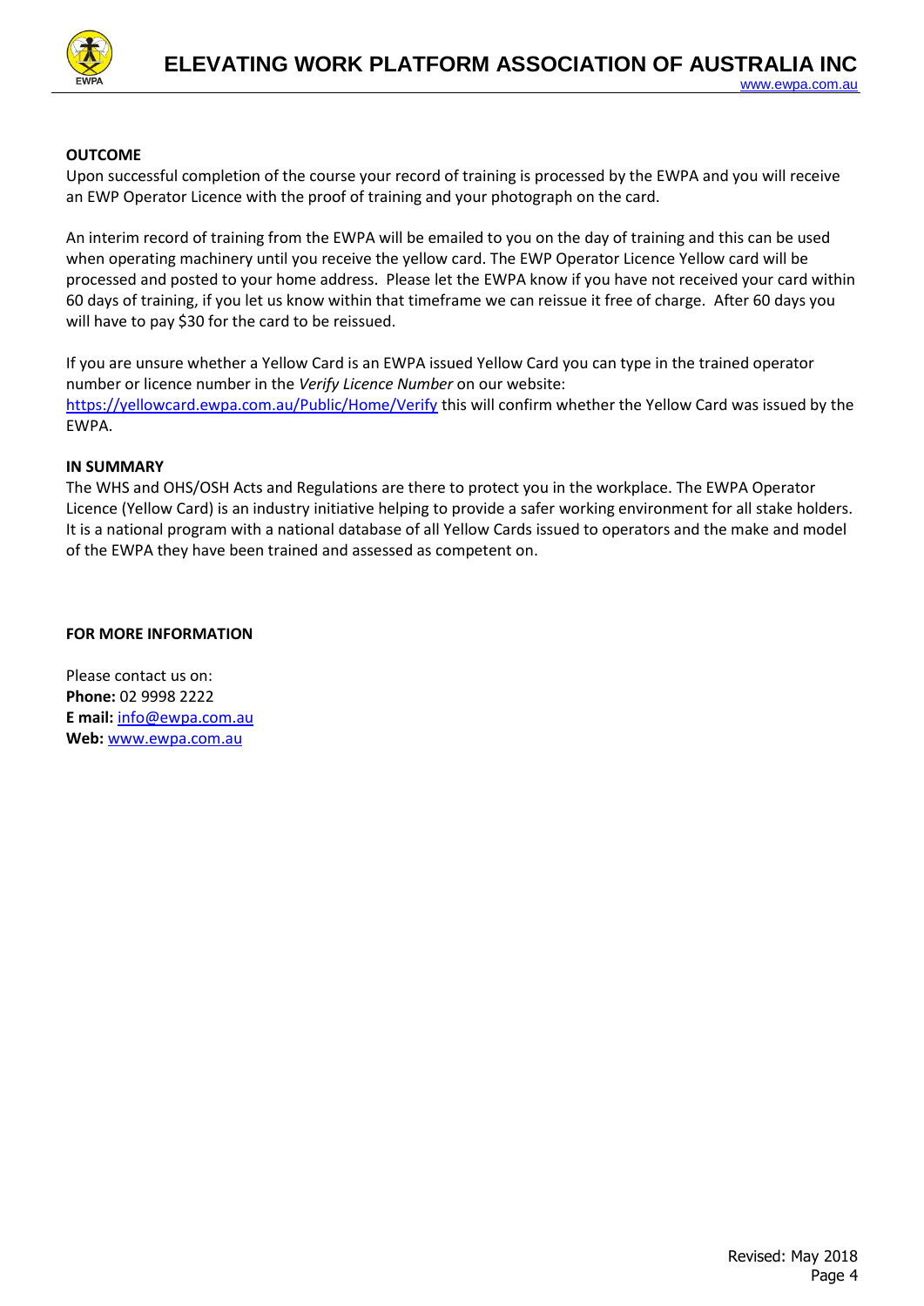**OUTCOME**

Upon successful completion of the course your record of training is processed by the EWPA and you will receive an EWP Operator Licence with the proof of training and your photograph on the card.

An interim record of training from the EWPA will be emailed to you on the day of training and this can be used when operating machinery until you receive the yellow card. The EWP Operator Licence Yellow card will be processed and posted to your home address. Please let the EWPA know if you have not received your card within 60 days of training, if you let us know within that timeframe we can reissue it free of charge. After 60 days you will have to pay $30 for the card to be reissued.

If you are unsure whether a Yellow Card is an EWPA issued Yellow Card you can type in the trained operator number or licence number in the *Verify Licence Number* on our website: https://yellowcard.ewpa.com.au/Public/Home/Verify this will confirm whether the Yellow Card was issued by the EWPA.

**IN SUMMARY**

The WHS and OHS/OSH Acts and Regulations are there to protect you in the workplace. The EWPA Operator Licence (Yellow Card) is an industry initiative helping to provide a safer working environment for all stake holders. It is a national program with a national database of all Yellow Cards issued to operators and the make and model of the EWPA they have been trained and assessed as competent on.

**FOR MORE INFORMATION**

Please contact us on:
**Phone:** 02 9998 2222
**E mail:** info@ewpa.com.au
**Web:** www.ewpa.com.au

Revised: May 2018